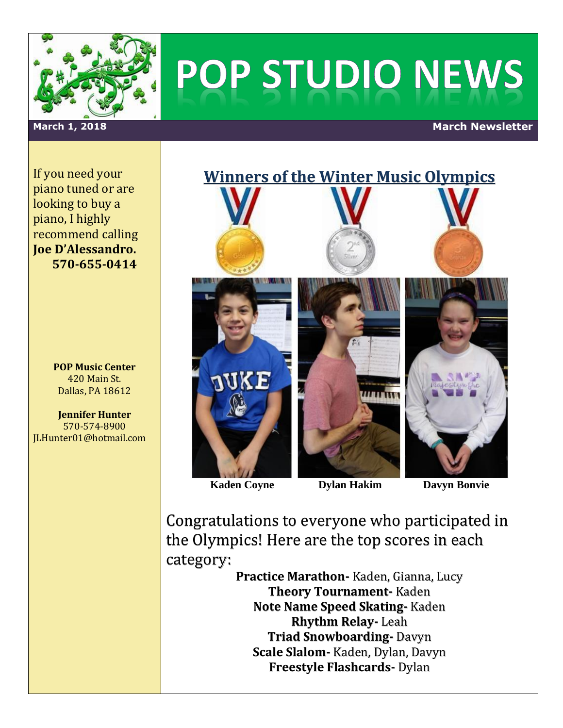# POP STUDIO NEWS

**March 1, 2018** — **March Newsletter**

If you need your piano tuned or are looking to buy a piano, I highly recommend calling **Joe D'Alessandro. 570-655-0414**

**POP Music Center**
420 Main St.
Dallas, PA 18612

**Jennifer Hunter**
570-574-8900
JLHunter01@hotmail.com

## Winners of the Winter Music Olympics

**Kaden Coyne** — **Dylan Hakim** — **Davyn Bonvie**

Congratulations to everyone who participated in the Olympics! Here are the top scores in each category:

**Practice Marathon-** Kaden, Gianna, Lucy
**Theory Tournament-** Kaden
**Note Name Speed Skating-** Kaden
**Rhythm Relay-** Leah
**Triad Snowboarding-** Davyn
**Scale Slalom-** Kaden, Dylan, Davyn
**Freestyle Flashcards-** Dylan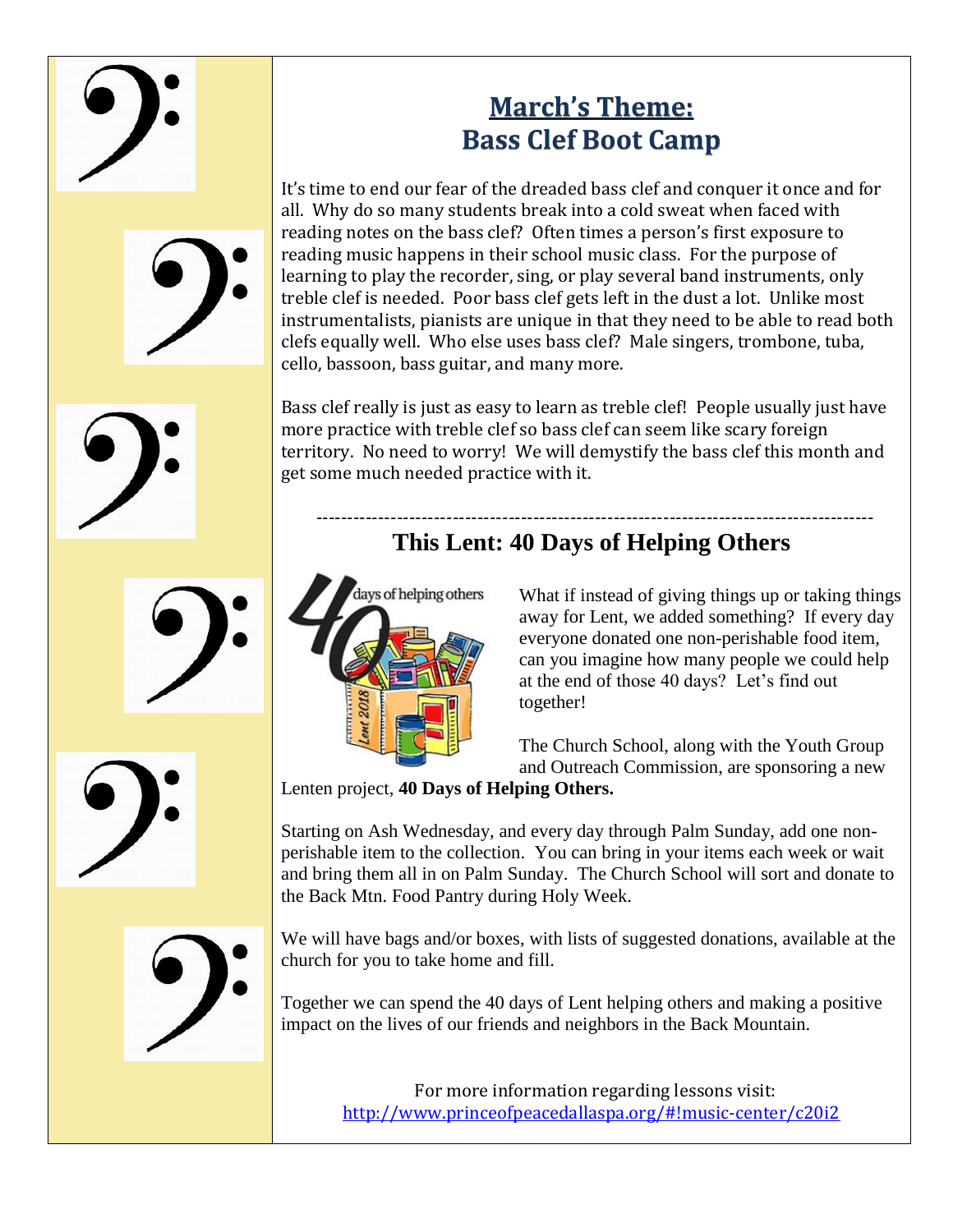## March's Theme:
## Bass Clef Boot Camp

It's time to end our fear of the dreaded bass clef and conquer it once and for all. Why do so many students break into a cold sweat when faced with reading notes on the bass clef? Often times a person's first exposure to reading music happens in their school music class. For the purpose of learning to play the recorder, sing, or play several band instruments, only treble clef is needed. Poor bass clef gets left in the dust a lot. Unlike most instrumentalists, pianists are unique in that they need to be able to read both clefs equally well. Who else uses bass clef? Male singers, trombone, tuba, cello, bassoon, bass guitar, and many more.

Bass clef really is just as easy to learn as treble clef! People usually just have more practice with treble clef so bass clef can seem like scary foreign territory. No need to worry! We will demystify the bass clef this month and get some much needed practice with it.

---

## This Lent: 40 Days of Helping Others

What if instead of giving things up or taking things away for Lent, we added something? If every day everyone donated one non-perishable food item, can you imagine how many people we could help at the end of those 40 days? Let's find out together!

The Church School, along with the Youth Group and Outreach Commission, are sponsoring a new Lenten project, **40 Days of Helping Others.**

Starting on Ash Wednesday, and every day through Palm Sunday, add one non-perishable item to the collection. You can bring in your items each week or wait and bring them all in on Palm Sunday. The Church School will sort and donate to the Back Mtn. Food Pantry during Holy Week.

We will have bags and/or boxes, with lists of suggested donations, available at the church for you to take home and fill.

Together we can spend the 40 days of Lent helping others and making a positive impact on the lives of our friends and neighbors in the Back Mountain.

For more information regarding lessons visit:
http://www.princeofpeacedallaspa.org/#!music-center/c20i2